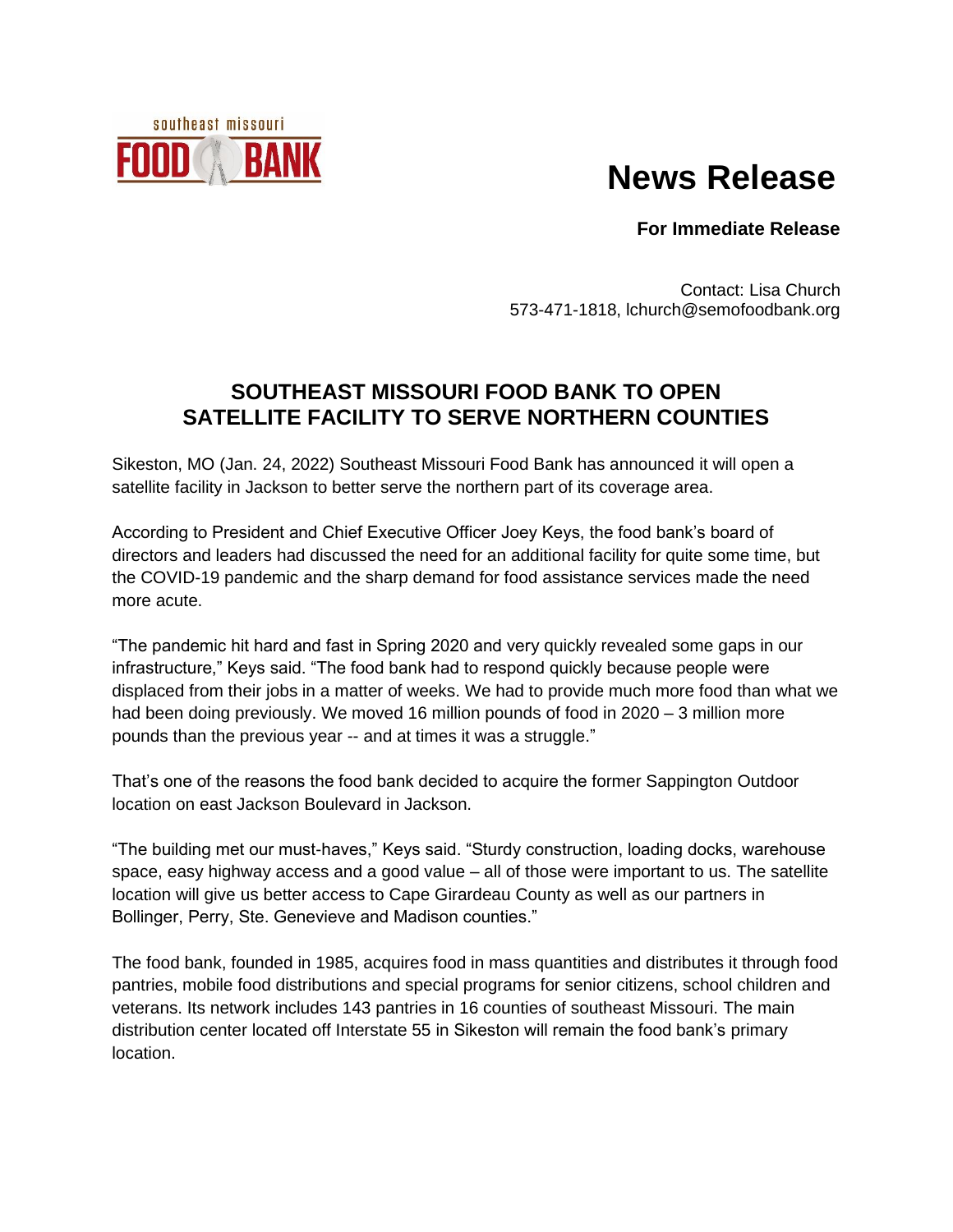southeast missouri FOOD BANK

# News Release

**For Immediate Release**

Contact: Lisa Church
573-471-1818, lchurch@semofoodbank.org

## SOUTHEAST MISSOURI FOOD BANK TO OPEN SATELLITE FACILITY TO SERVE NORTHERN COUNTIES

Sikeston, MO (Jan. 24, 2022) Southeast Missouri Food Bank has announced it will open a satellite facility in Jackson to better serve the northern part of its coverage area.

According to President and Chief Executive Officer Joey Keys, the food bank's board of directors and leaders had discussed the need for an additional facility for quite some time, but the COVID-19 pandemic and the sharp demand for food assistance services made the need more acute.

"The pandemic hit hard and fast in Spring 2020 and very quickly revealed some gaps in our infrastructure," Keys said. "The food bank had to respond quickly because people were displaced from their jobs in a matter of weeks. We had to provide much more food than what we had been doing previously. We moved 16 million pounds of food in 2020 – 3 million more pounds than the previous year -- and at times it was a struggle."

That's one of the reasons the food bank decided to acquire the former Sappington Outdoor location on east Jackson Boulevard in Jackson.

"The building met our must-haves," Keys said. "Sturdy construction, loading docks, warehouse space, easy highway access and a good value – all of those were important to us. The satellite location will give us better access to Cape Girardeau County as well as our partners in Bollinger, Perry, Ste. Genevieve and Madison counties."

The food bank, founded in 1985, acquires food in mass quantities and distributes it through food pantries, mobile food distributions and special programs for senior citizens, school children and veterans. Its network includes 143 pantries in 16 counties of southeast Missouri. The main distribution center located off Interstate 55 in Sikeston will remain the food bank's primary location.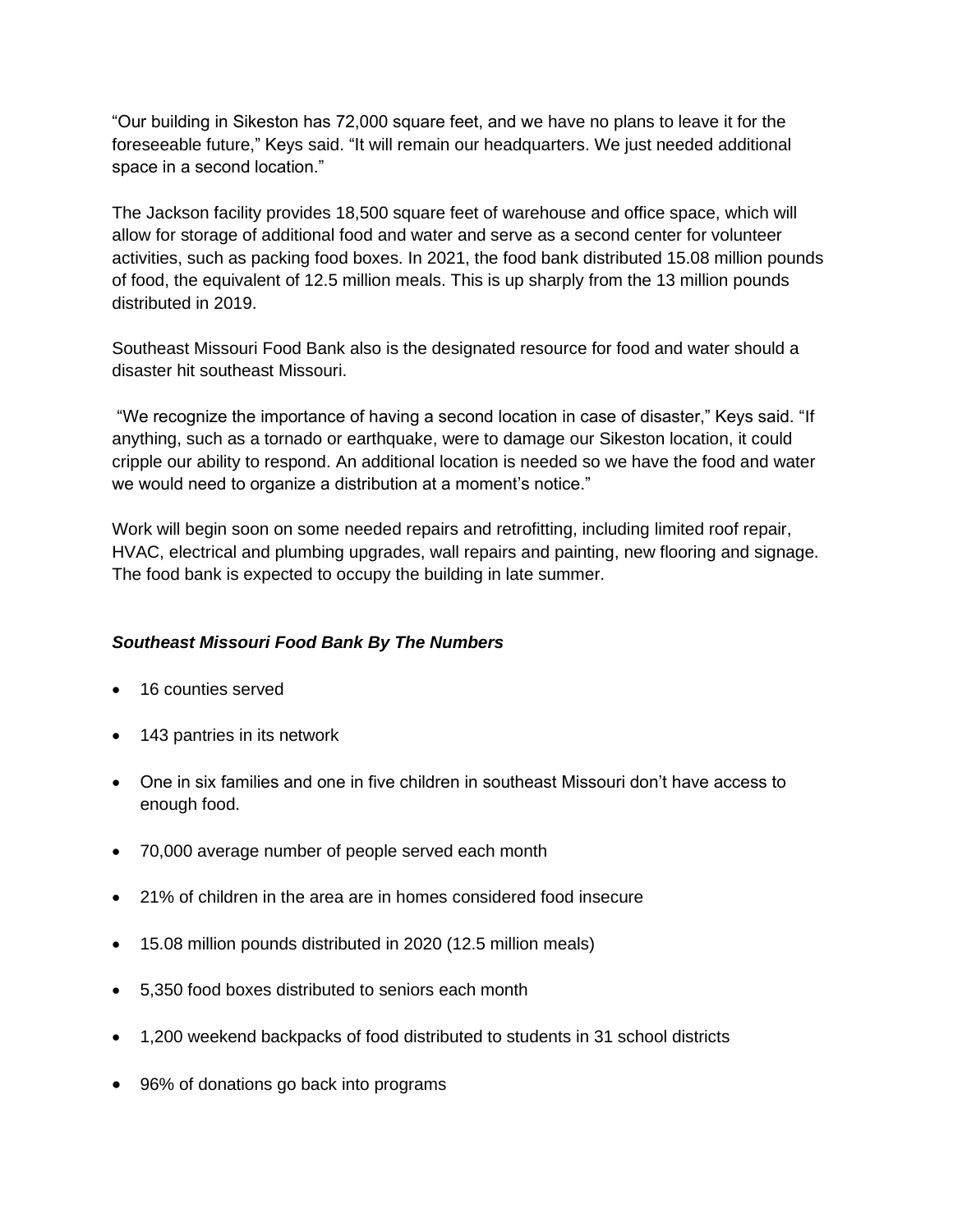"Our building in Sikeston has 72,000 square feet, and we have no plans to leave it for the foreseeable future," Keys said. "It will remain our headquarters. We just needed additional space in a second location."

The Jackson facility provides 18,500 square feet of warehouse and office space, which will allow for storage of additional food and water and serve as a second center for volunteer activities, such as packing food boxes. In 2021, the food bank distributed 15.08 million pounds of food, the equivalent of 12.5 million meals. This is up sharply from the 13 million pounds distributed in 2019.

Southeast Missouri Food Bank also is the designated resource for food and water should a disaster hit southeast Missouri.

"We recognize the importance of having a second location in case of disaster," Keys said. "If anything, such as a tornado or earthquake, were to damage our Sikeston location, it could cripple our ability to respond. An additional location is needed so we have the food and water we would need to organize a distribution at a moment's notice."

Work will begin soon on some needed repairs and retrofitting, including limited roof repair, HVAC, electrical and plumbing upgrades, wall repairs and painting, new flooring and signage. The food bank is expected to occupy the building in late summer.

***Southeast Missouri Food Bank By The Numbers***

- 16 counties served
- 143 pantries in its network
- One in six families and one in five children in southeast Missouri don't have access to enough food.
- 70,000 average number of people served each month
- 21% of children in the area are in homes considered food insecure
- 15.08 million pounds distributed in 2020 (12.5 million meals)
- 5,350 food boxes distributed to seniors each month
- 1,200 weekend backpacks of food distributed to students in 31 school districts
- 96% of donations go back into programs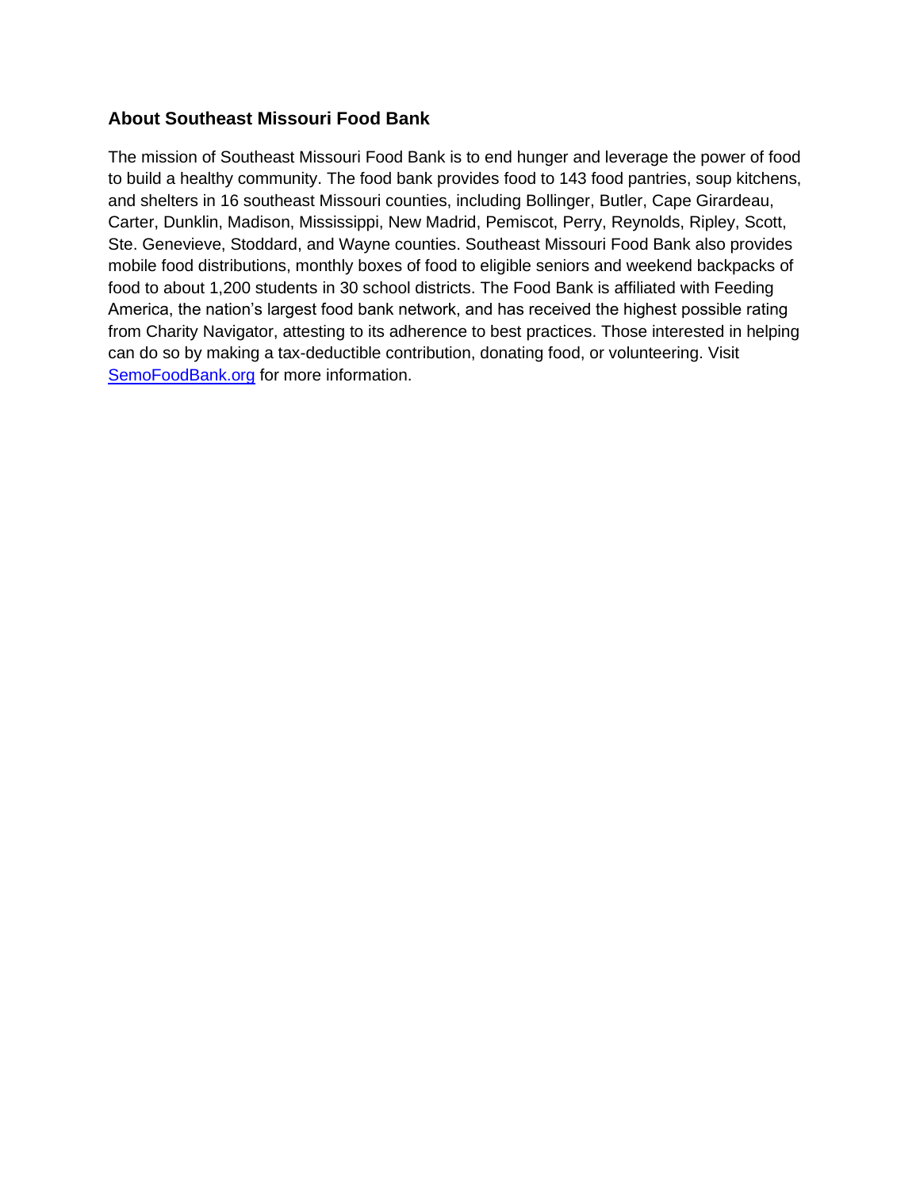### About Southeast Missouri Food Bank

The mission of Southeast Missouri Food Bank is to end hunger and leverage the power of food to build a healthy community. The food bank provides food to 143 food pantries, soup kitchens, and shelters in 16 southeast Missouri counties, including Bollinger, Butler, Cape Girardeau, Carter, Dunklin, Madison, Mississippi, New Madrid, Pemiscot, Perry, Reynolds, Ripley, Scott, Ste. Genevieve, Stoddard, and Wayne counties. Southeast Missouri Food Bank also provides mobile food distributions, monthly boxes of food to eligible seniors and weekend backpacks of food to about 1,200 students in 30 school districts. The Food Bank is affiliated with Feeding America, the nation's largest food bank network, and has received the highest possible rating from Charity Navigator, attesting to its adherence to best practices. Those interested in helping can do so by making a tax-deductible contribution, donating food, or volunteering. Visit [SemoFoodBank.org](https://SemoFoodBank.org) for more information.